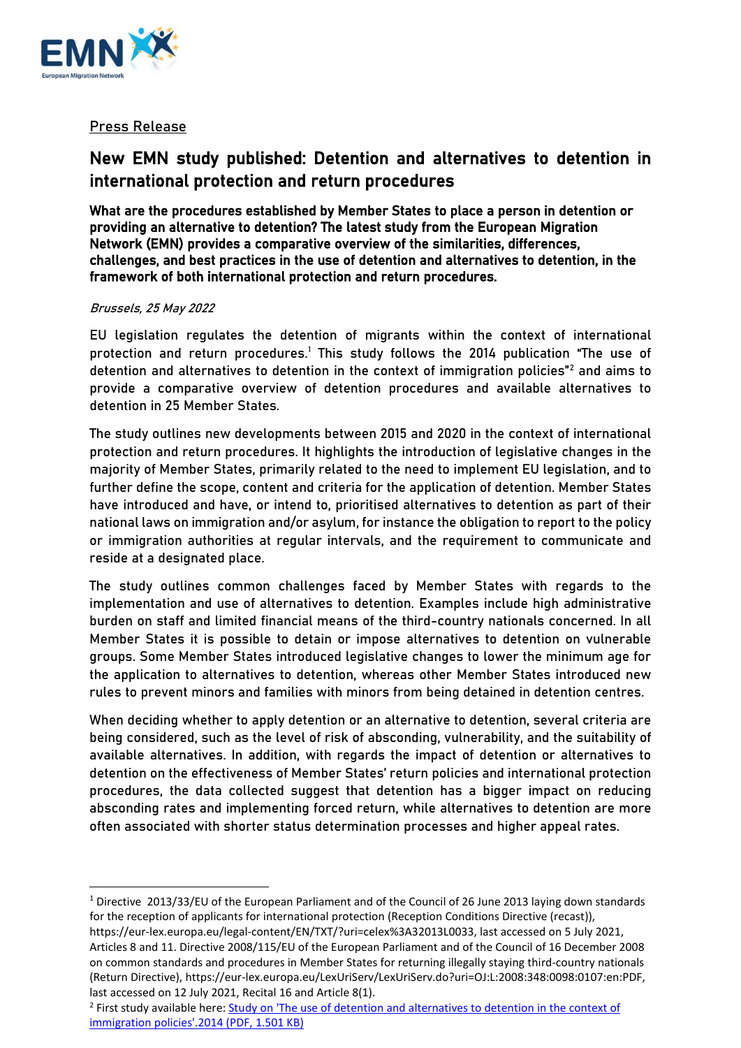Press Release

# New EMN study published: Detention and alternatives to detention in international protection and return procedures

**What are the procedures established by Member States to place a person in detention or providing an alternative to detention? The latest study from the European Migration Network (EMN) provides a comparative overview of the similarities, differences, challenges, and best practices in the use of detention and alternatives to detention, in the framework of both international protection and return procedures.**

*Brussels, 25 May 2022*

EU legislation regulates the detention of migrants within the context of international protection and return procedures.[1] This study follows the 2014 publication "The use of detention and alternatives to detention in the context of immigration policies"[2] and aims to provide a comparative overview of detention procedures and available alternatives to detention in 25 Member States.

The study outlines new developments between 2015 and 2020 in the context of international protection and return procedures. It highlights the introduction of legislative changes in the majority of Member States, primarily related to the need to implement EU legislation, and to further define the scope, content and criteria for the application of detention. Member States have introduced and have, or intend to, prioritised alternatives to detention as part of their national laws on immigration and/or asylum, for instance the obligation to report to the policy or immigration authorities at regular intervals, and the requirement to communicate and reside at a designated place.

The study outlines common challenges faced by Member States with regards to the implementation and use of alternatives to detention. Examples include high administrative burden on staff and limited financial means of the third-country nationals concerned. In all Member States it is possible to detain or impose alternatives to detention on vulnerable groups. Some Member States introduced legislative changes to lower the minimum age for the application to alternatives to detention, whereas other Member States introduced new rules to prevent minors and families with minors from being detained in detention centres.

When deciding whether to apply detention or an alternative to detention, several criteria are being considered, such as the level of risk of absconding, vulnerability, and the suitability of available alternatives. In addition, with regards the impact of detention or alternatives to detention on the effectiveness of Member States' return policies and international protection procedures, the data collected suggest that detention has a bigger impact on reducing absconding rates and implementing forced return, while alternatives to detention are more often associated with shorter status determination processes and higher appeal rates.

---

[1] Directive 2013/33/EU of the European Parliament and of the Council of 26 June 2013 laying down standards for the reception of applicants for international protection (Reception Conditions Directive (recast)), https://eur-lex.europa.eu/legal-content/EN/TXT/?uri=celex%3A32013L0033, last accessed on 5 July 2021, Articles 8 and 11. Directive 2008/115/EU of the European Parliament and of the Council of 16 December 2008 on common standards and procedures in Member States for returning illegally staying third-country nationals (Return Directive), https://eur-lex.europa.eu/LexUriServ/LexUriServ.do?uri=OJ:L:2008:348:0098:0107:en:PDF, last accessed on 12 July 2021, Recital 16 and Article 8(1).

[2] First study available here: Study on 'The use of detention and alternatives to detention in the context of immigration policies'.2014 (PDF, 1.501 KB)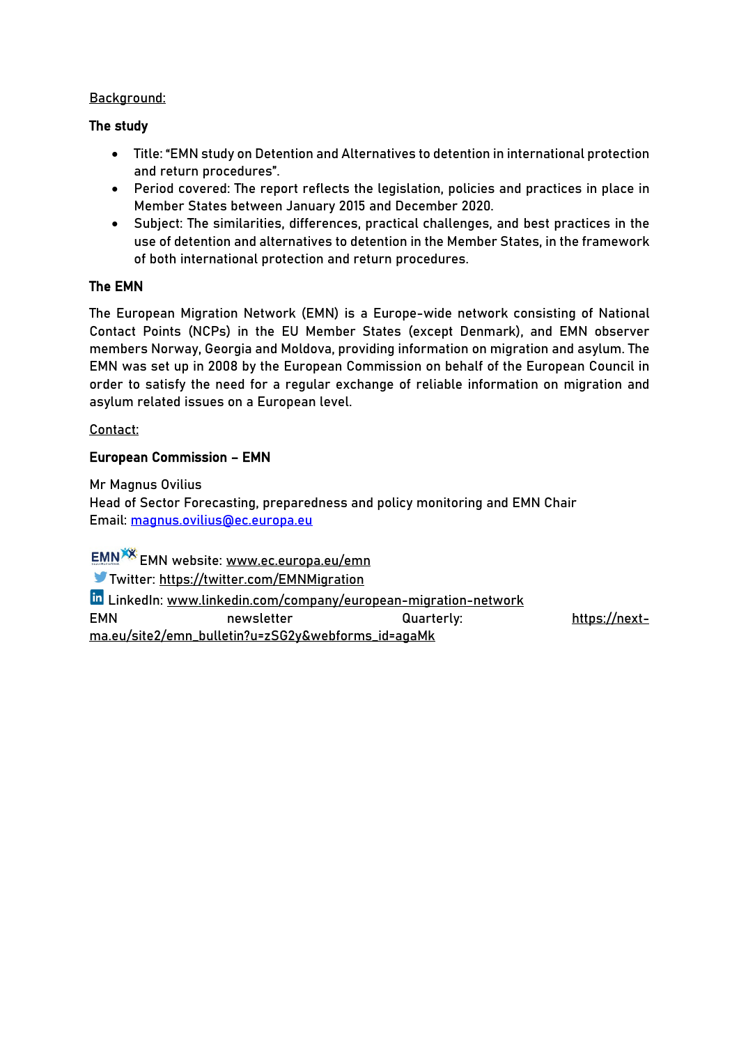Background:

**The study**

- Title: "EMN study on Detention and Alternatives to detention in international protection and return procedures".
- Period covered: The report reflects the legislation, policies and practices in place in Member States between January 2015 and December 2020.
- Subject: The similarities, differences, practical challenges, and best practices in the use of detention and alternatives to detention in the Member States, in the framework of both international protection and return procedures.

**The EMN**

The European Migration Network (EMN) is a Europe-wide network consisting of National Contact Points (NCPs) in the EU Member States (except Denmark), and EMN observer members Norway, Georgia and Moldova, providing information on migration and asylum. The EMN was set up in 2008 by the European Commission on behalf of the European Council in order to satisfy the need for a regular exchange of reliable information on migration and asylum related issues on a European level.

Contact:

**European Commission – EMN**

Mr Magnus Ovilius
Head of Sector Forecasting, preparedness and policy monitoring and EMN Chair
Email: magnus.ovilius@ec.europa.eu

EMN website: www.ec.europa.eu/emn
Twitter: https://twitter.com/EMNMigration
LinkedIn: www.linkedin.com/company/european-migration-network
EMN newsletter Quarterly: https://next-ma.eu/site2/emn_bulletin?u=zSG2y&webforms_id=agaMk